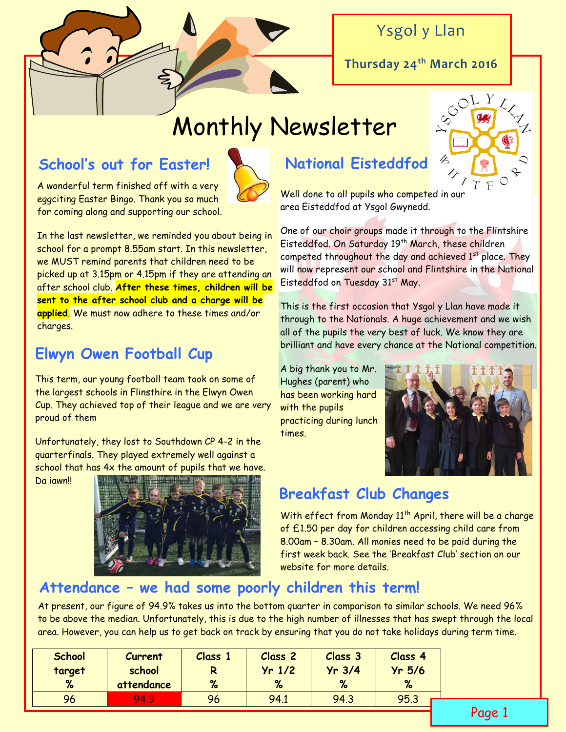# Ysgol y Llan

**Thursday 24th March 2016**

# Monthly Newsletter

## School's out for Easter!

A wonderful term finished off with a very eggciting Easter Bingo. Thank you so much for coming along and supporting our school.

In the last newsletter, we reminded you about being in school for a prompt 8.55am start. In this newsletter, we MUST remind parents that children need to be picked up at 3.15pm or 4.15pm if they are attending an after school club. **After these times, children will be sent to the after school club and a charge will be applied.** We must now adhere to these times and/or charges.

## Elwyn Owen Football Cup

This term, our young football team took on some of the largest schools in Flinsthire in the Elwyn Owen Cup. They achieved top of their league and we are very proud of them

Unfortunately, they lost to Southdown CP 4-2 in the quarterfinals. They played extremely well against a school that has 4x the amount of pupils that we have. Da iawn!!

## National Eisteddfod

Well done to all pupils who competed in our area Eisteddfod at Ysgol Gwynedd.

One of our choir groups made it through to the Flintshire Eisteddfod. On Saturday 19th March, these children competed throughout the day and achieved 1st place. They will now represent our school and Flintshire in the National Eisteddfod on Tuesday 31st May.

This is the first occasion that Ysgol y Llan have made it through to the Nationals. A huge achievement and we wish all of the pupils the very best of luck. We know they are brilliant and have every chance at the National competition.

A big thank you to Mr. Hughes (parent) who has been working hard with the pupils practicing during lunch times.

## Breakfast Club Changes

With effect from Monday 11th April, there will be a charge of £1.50 per day for children accessing child care from 8.00am – 8.30am. All monies need to be paid during the first week back. See the 'Breakfast Club' section on our website for more details.

## Attendance – we had some poorly children this term!

At present, our figure of 94.9% takes us into the bottom quarter in comparison to similar schools. We need 96% to be above the median. Unfortunately, this is due to the high number of illnesses that has swept through the local area. However, you can help us to get back on track by ensuring that you do not take holidays during term time.

| School target % | Current school attendance | Class 1 R % | Class 2 Yr 1/2 % | Class 3 Yr 3/4 % | Class 4 Yr 5/6 % |
|---|---|---|---|---|---|
| 96 | 94.9 | 96 | 94.1 | 94.3 | 95.3 |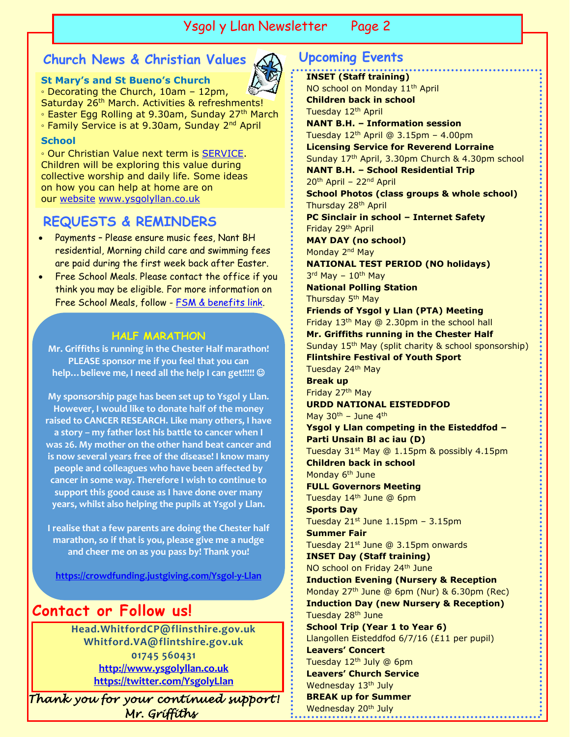## Church News & Christian Values

**St Mary's and St Bueno's Church**

◦ Decorating the Church, 10am – 12pm, Saturday 26th March. Activities & refreshments!
◦ Easter Egg Rolling at 9.30am, Sunday 27th March
◦ Family Service is at 9.30am, Sunday 2nd April

**School**

◦ Our Christian Value next term is SERVICE. Children will be exploring this value during collective worship and daily life. Some ideas on how you can help at home are on our website www.ysgolyllan.co.uk

## REQUESTS & REMINDERS

- Payments – Please ensure music fees, Nant BH residential, Morning child care and swimming fees are paid during the first week back after Easter.
- Free School Meals. Please contact the office if you think you may be eligible. For more information on Free School Meals, follow - FSM & benefits link.

### HALF MARATHON

**Mr. Griffiths is running in the Chester Half marathon! PLEASE sponsor me if you feel that you can help… believe me, I need all the help I can get!!!!! ☺**

**My sponsorship page has been set up to Ysgol y Llan. However, I would like to donate half of the money raised to CANCER RESEARCH. Like many others, I have a story – my father lost his battle to cancer when I was 26. My mother on the other hand beat cancer and is now several years free of the disease! I know many people and colleagues who have been affected by cancer in some way. Therefore I wish to continue to support this good cause as I have done over many years, whilst also helping the pupils at Ysgol y Llan.**

**I realise that a few parents are doing the Chester half marathon, so if that is you, please give me a nudge and cheer me on as you pass by! Thank you!**

**https://crowdfunding.justgiving.com/Ysgol-y-Llan**

## Contact or Follow us!

**Head.WhitfordCP@flinsthire.gov.uk**
**Whitford.VA@flintshire.gov.uk**
**01745 560431**
**http://www.ysgolyllan.co.uk**
**https://twitter.com/YsgolyLlan**

*Thank you for your continued support!*
*Mr. Griffiths*

## Upcoming Events

**INSET (Staff training)**
NO school on Monday 11th April

**Children back in school**
Tuesday 12th April

**NANT B.H. – Information session**
Tuesday 12th April @ 3.15pm – 4.00pm

**Licensing Service for Reverend Lorraine**
Sunday 17th April, 3.30pm Church & 4.30pm school

**NANT B.H. – School Residential Trip**
20th April – 22nd April

**School Photos (class groups & whole school)**
Thursday 28th April

**PC Sinclair in school – Internet Safety**
Friday 29th April

**MAY DAY (no school)**
Monday 2nd May

**NATIONAL TEST PERIOD (NO holidays)**
3rd May – 10th May

**National Polling Station**
Thursday 5th May

**Friends of Ysgol y Llan (PTA) Meeting**
Friday 13th May @ 2.30pm in the school hall

**Mr. Griffiths running in the Chester Half**
Sunday 15th May (split charity & school sponsorship)

**Flintshire Festival of Youth Sport**
Tuesday 24th May

**Break up**
Friday 27th May

**URDD NATIONAL EISTEDDFOD**
May 30th – June 4th

**Ysgol y Llan competing in the Eisteddfod – Parti Unsain Bl ac iau (D)**
Tuesday 31st May @ 1.15pm & possibly 4.15pm

**Children back in school**
Monday 6th June

**FULL Governors Meeting**
Tuesday 14th June @ 6pm

**Sports Day**
Tuesday 21st June 1.15pm – 3.15pm

**Summer Fair**
Tuesday 21st June @ 3.15pm onwards

**INSET Day (Staff training)**
NO school on Friday 24th June

**Induction Evening (Nursery & Reception**
Monday 27th June @ 6pm (Nur) & 6.30pm (Rec)

**Induction Day (new Nursery & Reception)**
Tuesday 28th June

**School Trip (Year 1 to Year 6)**
Llangollen Eisteddfod 6/7/16 (£11 per pupil)

**Leavers' Concert**
Tuesday 12th July @ 6pm

**Leavers' Church Service**
Wednesday 13th July

**BREAK up for Summer**
Wednesday 20th July